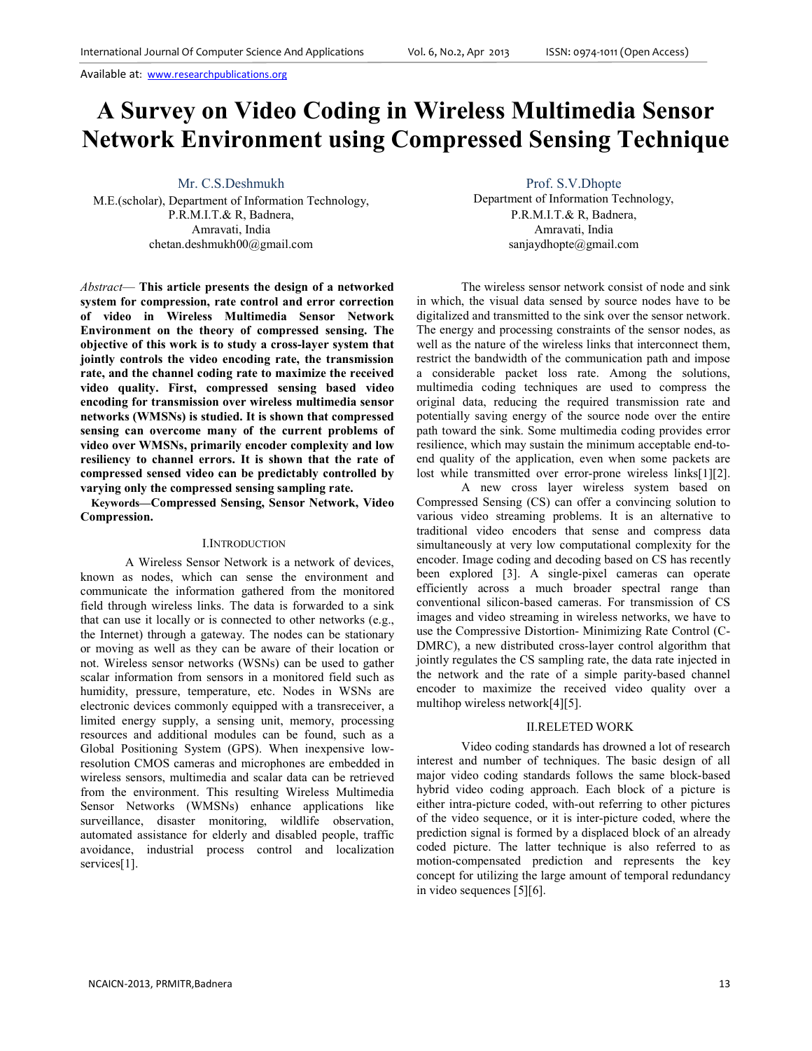Available at: www.researchpublications.org

# A Survey on Video Coding in Wireless Multimedia Sensor Network Environment using Compressed Sensing Technique

**Mr. C.S.Deshmukh**
M.E.(scholar), Department of Information Technology,
P.R.M.I.T.& R, Badnera,
Amravati, India
chetan.deshmukh00@gmail.com

**Prof. S.V.Dhopte**
Department of Information Technology,
P.R.M.I.T.& R, Badnera,
Amravati, India
sanjaydhopte@gmail.com

*Abstract*— **This article presents the design of a networked system for compression, rate control and error correction of video in Wireless Multimedia Sensor Network Environment on the theory of compressed sensing. The objective of this work is to study a cross-layer system that jointly controls the video encoding rate, the transmission rate, and the channel coding rate to maximize the received video quality. First, compressed sensing based video encoding for transmission over wireless multimedia sensor networks (WMSNs) is studied. It is shown that compressed sensing can overcome many of the current problems of video over WMSNs, primarily encoder complexity and low resiliency to channel errors. It is shown that the rate of compressed sensed video can be predictably controlled by varying only the compressed sensing sampling rate.**

**Keywords—Compressed Sensing, Sensor Network, Video Compression.**

## I.INTRODUCTION

A Wireless Sensor Network is a network of devices, known as nodes, which can sense the environment and communicate the information gathered from the monitored field through wireless links. The data is forwarded to a sink that can use it locally or is connected to other networks (e.g., the Internet) through a gateway. The nodes can be stationary or moving as well as they can be aware of their location or not. Wireless sensor networks (WSNs) can be used to gather scalar information from sensors in a monitored field such as humidity, pressure, temperature, etc. Nodes in WSNs are electronic devices commonly equipped with a transreceiver, a limited energy supply, a sensing unit, memory, processing resources and additional modules can be found, such as a Global Positioning System (GPS). When inexpensive low-resolution CMOS cameras and microphones are embedded in wireless sensors, multimedia and scalar data can be retrieved from the environment. This resulting Wireless Multimedia Sensor Networks (WMSNs) enhance applications like surveillance, disaster monitoring, wildlife observation, automated assistance for elderly and disabled people, traffic avoidance, industrial process control and localization services[1].

The wireless sensor network consist of node and sink in which, the visual data sensed by source nodes have to be digitalized and transmitted to the sink over the sensor network. The energy and processing constraints of the sensor nodes, as well as the nature of the wireless links that interconnect them, restrict the bandwidth of the communication path and impose a considerable packet loss rate. Among the solutions, multimedia coding techniques are used to compress the original data, reducing the required transmission rate and potentially saving energy of the source node over the entire path toward the sink. Some multimedia coding provides error resilience, which may sustain the minimum acceptable end-to-end quality of the application, even when some packets are lost while transmitted over error-prone wireless links[1][2].

A new cross layer wireless system based on Compressed Sensing (CS) can offer a convincing solution to various video streaming problems. It is an alternative to traditional video encoders that sense and compress data simultaneously at very low computational complexity for the encoder. Image coding and decoding based on CS has recently been explored [3]. A single-pixel cameras can operate efficiently across a much broader spectral range than conventional silicon-based cameras. For transmission of CS images and video streaming in wireless networks, we have to use the Compressive Distortion- Minimizing Rate Control (C-DMRC), a new distributed cross-layer control algorithm that jointly regulates the CS sampling rate, the data rate injected in the network and the rate of a simple parity-based channel encoder to maximize the received video quality over a multihop wireless network[4][5].

## II.RELETED WORK

Video coding standards has drowned a lot of research interest and number of techniques. The basic design of all major video coding standards follows the same block-based hybrid video coding approach. Each block of a picture is either intra-picture coded, with-out referring to other pictures of the video sequence, or it is inter-picture coded, where the prediction signal is formed by a displaced block of an already coded picture. The latter technique is also referred to as motion-compensated prediction and represents the key concept for utilizing the large amount of temporal redundancy in video sequences [5][6].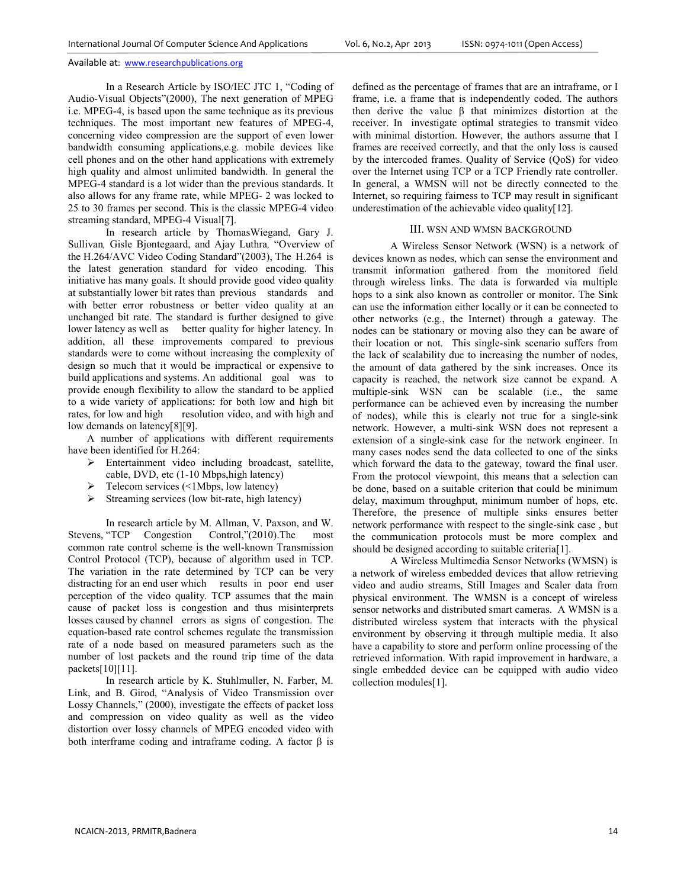In a Research Article by ISO/IEC JTC 1, "Coding of Audio-Visual Objects"(2000), The next generation of MPEG i.e. MPEG-4, is based upon the same technique as its previous techniques. The most important new features of MPEG-4, concerning video compression are the support of even lower bandwidth consuming applications,e.g. mobile devices like cell phones and on the other hand applications with extremely high quality and almost unlimited bandwidth. In general the MPEG-4 standard is a lot wider than the previous standards. It also allows for any frame rate, while MPEG- 2 was locked to 25 to 30 frames per second. This is the classic MPEG-4 video streaming standard, MPEG-4 Visual[7].

In research article by ThomasWiegand, Gary J. Sullivan, Gisle Bjontegaard, and Ajay Luthra, "Overview of the H.264/AVC Video Coding Standard"(2003), The H.264 is the latest generation standard for video encoding. This initiative has many goals. It should provide good video quality at substantially lower bit rates than previous standards and with better error robustness or better video quality at an unchanged bit rate. The standard is further designed to give lower latency as well as better quality for higher latency. In addition, all these improvements compared to previous standards were to come without increasing the complexity of design so much that it would be impractical or expensive to build applications and systems. An additional goal was to provide enough flexibility to allow the standard to be applied to a wide variety of applications: for both low and high bit rates, for low and high resolution video, and with high and low demands on latency[8][9].

A number of applications with different requirements have been identified for H.264:

- Entertainment video including broadcast, satellite, cable, DVD, etc (1-10 Mbps,high latency)
- Telecom services (<1Mbps, low latency)
- Streaming services (low bit-rate, high latency)

In research article by M. Allman, V. Paxson, and W. Stevens, "TCP Congestion Control,"(2010).The most common rate control scheme is the well-known Transmission Control Protocol (TCP), because of algorithm used in TCP. The variation in the rate determined by TCP can be very distracting for an end user which results in poor end user perception of the video quality. TCP assumes that the main cause of packet loss is congestion and thus misinterprets losses caused by channel errors as signs of congestion. The equation-based rate control schemes regulate the transmission rate of a node based on measured parameters such as the number of lost packets and the round trip time of the data packets[10][11].

In research article by K. Stuhlmuller, N. Farber, M. Link, and B. Girod, "Analysis of Video Transmission over Lossy Channels," (2000), investigate the effects of packet loss and compression on video quality as well as the video distortion over lossy channels of MPEG encoded video with both interframe coding and intraframe coding. A factor β is defined as the percentage of frames that are an intraframe, or I frame, i.e. a frame that is independently coded. The authors then derive the value β that minimizes distortion at the receiver. In investigate optimal strategies to transmit video with minimal distortion. However, the authors assume that I frames are received correctly, and that the only loss is caused by the intercoded frames. Quality of Service (QoS) for video over the Internet using TCP or a TCP Friendly rate controller. In general, a WMSN will not be directly connected to the Internet, so requiring fairness to TCP may result in significant underestimation of the achievable video quality[12].

## III. WSN AND WMSN BACKGROUND

A Wireless Sensor Network (WSN) is a network of devices known as nodes, which can sense the environment and transmit information gathered from the monitored field through wireless links. The data is forwarded via multiple hops to a sink also known as controller or monitor. The Sink can use the information either locally or it can be connected to other networks (e.g., the Internet) through a gateway. The nodes can be stationary or moving also they can be aware of their location or not. This single-sink scenario suffers from the lack of scalability due to increasing the number of nodes, the amount of data gathered by the sink increases. Once its capacity is reached, the network size cannot be expand. A multiple-sink WSN can be scalable (i.e., the same performance can be achieved even by increasing the number of nodes), while this is clearly not true for a single-sink network. However, a multi-sink WSN does not represent a extension of a single-sink case for the network engineer. In many cases nodes send the data collected to one of the sinks which forward the data to the gateway, toward the final user. From the protocol viewpoint, this means that a selection can be done, based on a suitable criterion that could be minimum delay, maximum throughput, minimum number of hops, etc. Therefore, the presence of multiple sinks ensures better network performance with respect to the single-sink case , but the communication protocols must be more complex and should be designed according to suitable criteria[1].

A Wireless Multimedia Sensor Networks (WMSN) is a network of wireless embedded devices that allow retrieving video and audio streams, Still Images and Scaler data from physical environment. The WMSN is a concept of wireless sensor networks and distributed smart cameras. A WMSN is a distributed wireless system that interacts with the physical environment by observing it through multiple media. It also have a capability to store and perform online processing of the retrieved information. With rapid improvement in hardware, a single embedded device can be equipped with audio video collection modules[1].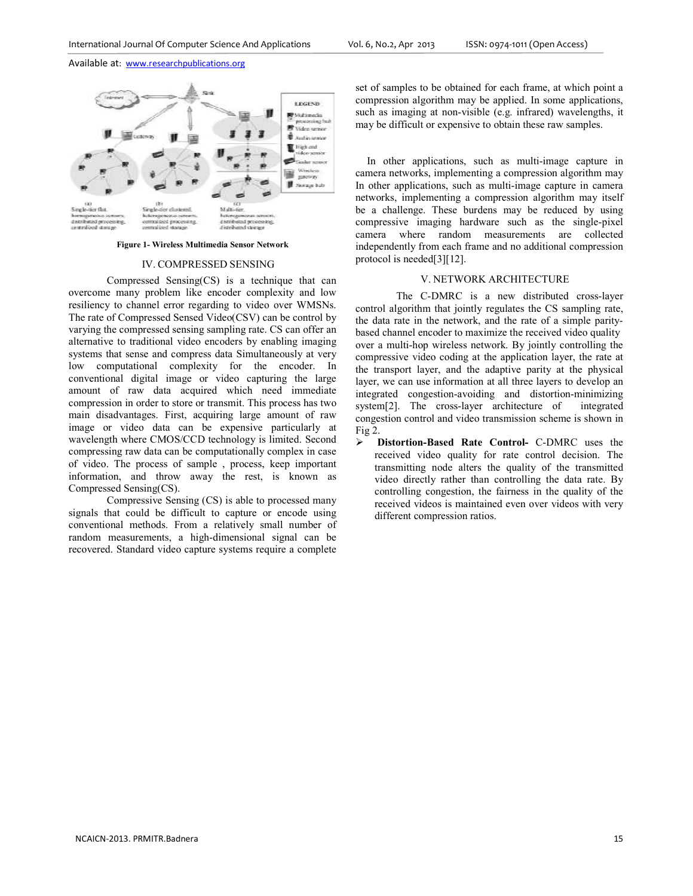Figure 1- Wireless Multimedia Sensor Network

## IV. COMPRESSED SENSING

Compressed Sensing(CS) is a technique that can overcome many problem like encoder complexity and low resiliency to channel error regarding to video over WMSNs. The rate of Compressed Sensed Video(CSV) can be control by varying the compressed sensing sampling rate. CS can offer an alternative to traditional video encoders by enabling imaging systems that sense and compress data Simultaneously at very low computational complexity for the encoder. In conventional digital image or video capturing the large amount of raw data acquired which need immediate compression in order to store or transmit. This process has two main disadvantages. First, acquiring large amount of raw image or video data can be expensive particularly at wavelength where CMOS/CCD technology is limited. Second compressing raw data can be computationally complex in case of video. The process of sample , process, keep important information, and throw away the rest, is known as Compressed Sensing(CS).

Compressive Sensing (CS) is able to processed many signals that could be difficult to capture or encode using conventional methods. From a relatively small number of random measurements, a high-dimensional signal can be recovered. Standard video capture systems require a complete set of samples to be obtained for each frame, at which point a compression algorithm may be applied. In some applications, such as imaging at non-visible (e.g. infrared) wavelengths, it may be difficult or expensive to obtain these raw samples.

In other applications, such as multi-image capture in camera networks, implementing a compression algorithm may In other applications, such as multi-image capture in camera networks, implementing a compression algorithm may itself be a challenge. These burdens may be reduced by using compressive imaging hardware such as the single-pixel camera where random measurements are collected independently from each frame and no additional compression protocol is needed[3][12].

## V. NETWORK ARCHITECTURE

The C-DMRC is a new distributed cross-layer control algorithm that jointly regulates the CS sampling rate, the data rate in the network, and the rate of a simple parity-based channel encoder to maximize the received video quality over a multi-hop wireless network. By jointly controlling the compressive video coding at the application layer, the rate at the transport layer, and the adaptive parity at the physical layer, we can use information at all three layers to develop an integrated congestion-avoiding and distortion-minimizing system[2]. The cross-layer architecture of integrated congestion control and video transmission scheme is shown in Fig 2.

- **Distortion-Based Rate Control-** C-DMRC uses the received video quality for rate control decision. The transmitting node alters the quality of the transmitted video directly rather than controlling the data rate. By controlling congestion, the fairness in the quality of the received videos is maintained even over videos with very different compression ratios.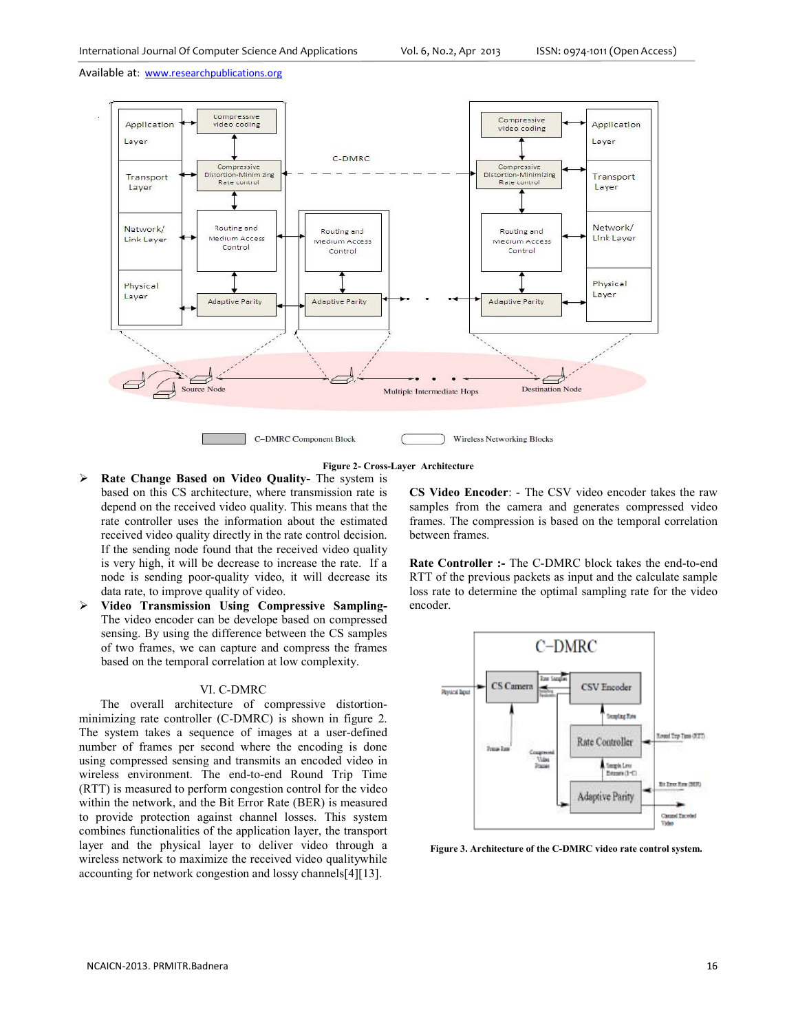Available at: www.researchpublications.org

Figure 2- Cross-Layer Architecture

- **Rate Change Based on Video Quality-** The system is based on this CS architecture, where transmission rate is depend on the received video quality. This means that the rate controller uses the information about the estimated received video quality directly in the rate control decision. If the sending node found that the received video quality is very high, it will be decrease to increase the rate. If a node is sending poor-quality video, it will decrease its data rate, to improve quality of video.
- **Video Transmission Using Compressive Sampling-** The video encoder can be develope based on compressed sensing. By using the difference between the CS samples of two frames, we can capture and compress the frames based on the temporal correlation at low complexity.

## VI. C-DMRC

The overall architecture of compressive distortion-minimizing rate controller (C-DMRC) is shown in figure 2. The system takes a sequence of images at a user-defined number of frames per second where the encoding is done using compressed sensing and transmits an encoded video in wireless environment. The end-to-end Round Trip Time (RTT) is measured to perform congestion control for the video within the network, and the Bit Error Rate (BER) is measured to provide protection against channel losses. This system combines functionalities of the application layer, the transport layer and the physical layer to deliver video through a wireless network to maximize the received video qualitywhile accounting for network congestion and lossy channels[4][13].

**CS Video Encoder**: - The CSV video encoder takes the raw samples from the camera and generates compressed video frames. The compression is based on the temporal correlation between frames.

**Rate Controller :-** The C-DMRC block takes the end-to-end RTT of the previous packets as input and the calculate sample loss rate to determine the optimal sampling rate for the video encoder.

Figure 3. Architecture of the C-DMRC video rate control system.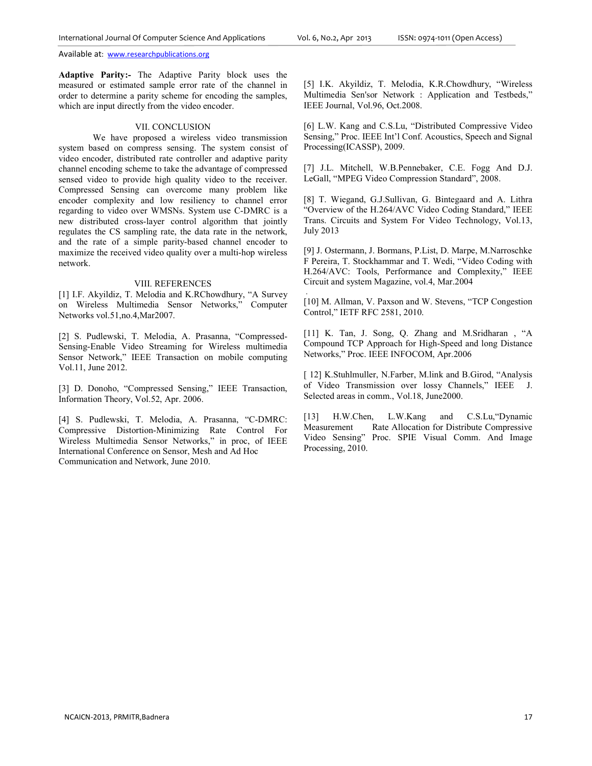**Adaptive Parity:-** The Adaptive Parity block uses the measured or estimated sample error rate of the channel in order to determine a parity scheme for encoding the samples, which are input directly from the video encoder.

## VII. CONCLUSION

We have proposed a wireless video transmission system based on compress sensing. The system consist of video encoder, distributed rate controller and adaptive parity channel encoding scheme to take the advantage of compressed sensed video to provide high quality video to the receiver. Compressed Sensing can overcome many problem like encoder complexity and low resiliency to channel error regarding to video over WMSNs. System use C-DMRC is a new distributed cross-layer control algorithm that jointly regulates the CS sampling rate, the data rate in the network, and the rate of a simple parity-based channel encoder to maximize the received video quality over a multi-hop wireless network.

## VIII. REFERENCES

[1] I.F. Akyildiz, T. Melodia and K.RChowdhury, "A Survey on Wireless Multimedia Sensor Networks," Computer Networks vol.51,no.4,Mar2007.

[2] S. Pudlewski, T. Melodia, A. Prasanna, "Compressed-Sensing-Enable Video Streaming for Wireless multimedia Sensor Network," IEEE Transaction on mobile computing Vol.11, June 2012.

[3] D. Donoho, "Compressed Sensing," IEEE Transaction, Information Theory, Vol.52, Apr. 2006.

[4] S. Pudlewski, T. Melodia, A. Prasanna, "C-DMRC: Compressive Distortion-Minimizing Rate Control For Wireless Multimedia Sensor Networks," in proc, of IEEE International Conference on Sensor, Mesh and Ad Hoc Communication and Network, June 2010.

[5] I.K. Akyildiz, T. Melodia, K.R.Chowdhury, "Wireless Multimedia Sen'sor Network : Application and Testbeds," IEEE Journal, Vol.96, Oct.2008.

[6] L.W. Kang and C.S.Lu, "Distributed Compressive Video Sensing," Proc. IEEE Int'l Conf. Acoustics, Speech and Signal Processing(ICASSP), 2009.

[7] J.L. Mitchell, W.B.Pennebaker, C.E. Fogg And D.J. LeGall, "MPEG Video Compression Standard", 2008.

[8] T. Wiegand, G.J.Sullivan, G. Bintegaard and A. Lithra "Overview of the H.264/AVC Video Coding Standard," IEEE Trans. Circuits and System For Video Technology, Vol.13, July 2013

[9] J. Ostermann, J. Bormans, P.List, D. Marpe, M.Narroschke F Pereira, T. Stockhammar and T. Wedi, "Video Coding with H.264/AVC: Tools, Performance and Complexity," IEEE Circuit and system Magazine, vol.4, Mar.2004

[10] M. Allman, V. Paxson and W. Stevens, "TCP Congestion Control," IETF RFC 2581, 2010.

[11] K. Tan, J. Song, Q. Zhang and M.Sridharan , "A Compound TCP Approach for High-Speed and long Distance Networks," Proc. IEEE INFOCOM, Apr.2006

[ 12] K.Stuhlmuller, N.Farber, M.link and B.Girod, "Analysis of Video Transmission over lossy Channels," IEEE J. Selected areas in comm., Vol.18, June2000.

[13] H.W.Chen, L.W.Kang and C.S.Lu,"Dynamic Measurement Rate Allocation for Distribute Compressive Video Sensing" Proc. SPIE Visual Comm. And Image Processing, 2010.